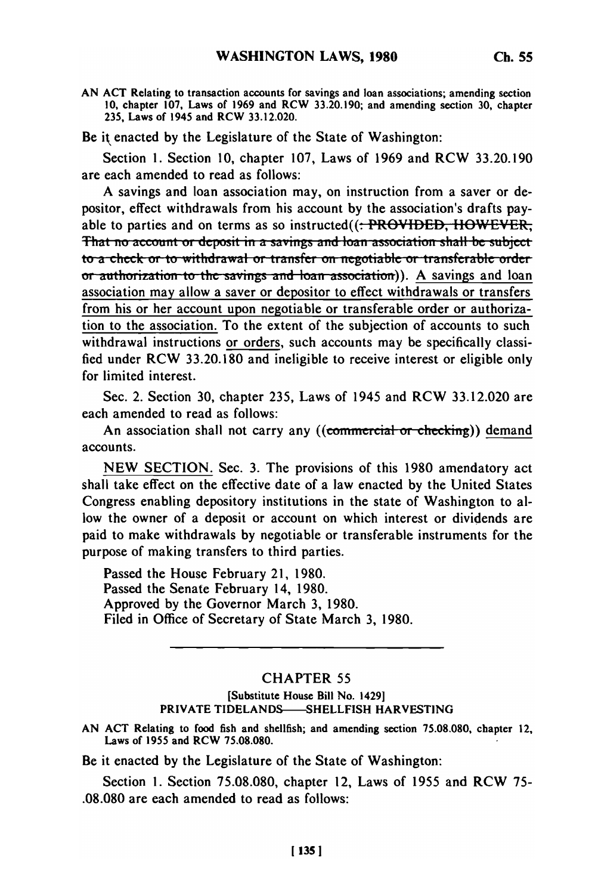AN ACT Relating to transaction accounts for savings and loan associations; amending section 10, chapter 107, Laws of 1969 and RCW 33.20.190; and amending section 30, chapter 235, Laws of 1945 and RCW 33.12.020.

Be it enacted by the Legislature of the State of Washington:

Section 1. Section 10, chapter 107, Laws of 1969 and RCW 33.20.190 are each amended to read as follows:

A savings and loan association may, on instruction from a saver or depositor, effect withdrawals from his account by the association's drafts payable to parties and on terms as so instructed((~~: PROVIDED, HOWEVER, That no account or deposit in a savings and loan association shall be subject to a check or to withdrawal or transfer on negotiable or transferable order or authorization to the savings and loan association~~)). A savings and loan association may allow a saver or depositor to effect withdrawals or transfers from his or her account upon negotiable or transferable order or authorization to the association. To the extent of the subjection of accounts to such withdrawal instructions or orders, such accounts may be specifically classified under RCW 33.20.180 and ineligible to receive interest or eligible only for limited interest.

Sec. 2. Section 30, chapter 235, Laws of 1945 and RCW 33.12.020 are each amended to read as follows:

An association shall not carry any ((~~commercial or checking~~)) demand accounts.

NEW SECTION. Sec. 3. The provisions of this 1980 amendatory act shall take effect on the effective date of a law enacted by the United States Congress enabling depository institutions in the state of Washington to allow the owner of a deposit or account on which interest or dividends are paid to make withdrawals by negotiable or transferable instruments for the purpose of making transfers to third parties.

Passed the House February 21, 1980.
Passed the Senate February 14, 1980.
Approved by the Governor March 3, 1980.
Filed in Office of Secretary of State March 3, 1980.

---

## CHAPTER 55

[Substitute House Bill No. 1429]
PRIVATE TIDELANDS—SHELLFISH HARVESTING

AN ACT Relating to food fish and shellfish; and amending section 75.08.080, chapter 12, Laws of 1955 and RCW 75.08.080.

Be it enacted by the Legislature of the State of Washington:

Section 1. Section 75.08.080, chapter 12, Laws of 1955 and RCW 75.08.080 are each amended to read as follows: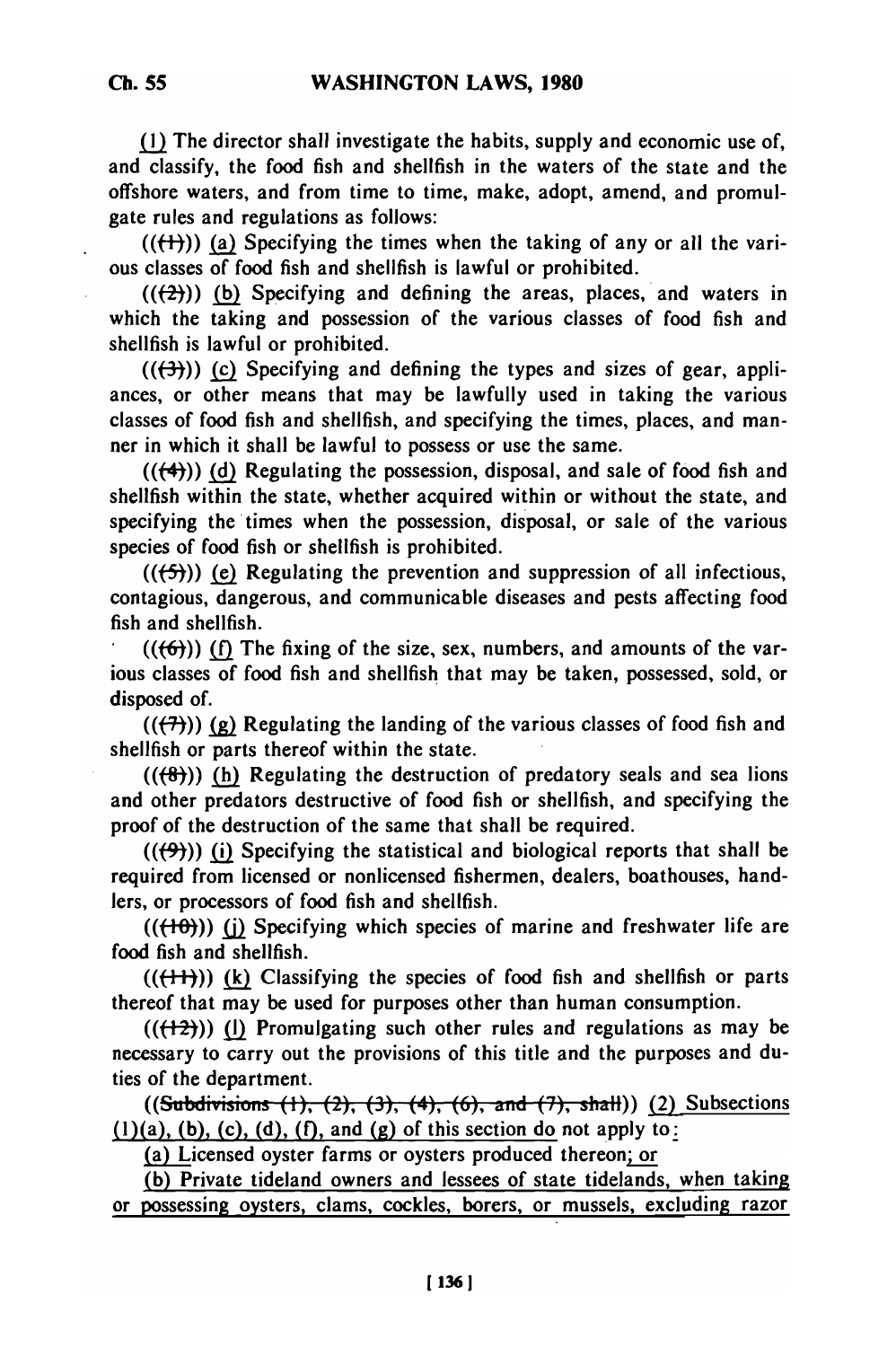(1) The director shall investigate the habits, supply and economic use of, and classify, the food fish and shellfish in the waters of the state and the offshore waters, and from time to time, make, adopt, amend, and promulgate rules and regulations as follows:

(((1))) (a) Specifying the times when the taking of any or all the various classes of food fish and shellfish is lawful or prohibited.

(((2))) (b) Specifying and defining the areas, places, and waters in which the taking and possession of the various classes of food fish and shellfish is lawful or prohibited.

(((3))) (c) Specifying and defining the types and sizes of gear, appliances, or other means that may be lawfully used in taking the various classes of food fish and shellfish, and specifying the times, places, and manner in which it shall be lawful to possess or use the same.

(((4))) (d) Regulating the possession, disposal, and sale of food fish and shellfish within the state, whether acquired within or without the state, and specifying the times when the possession, disposal, or sale of the various species of food fish or shellfish is prohibited.

(((5))) (e) Regulating the prevention and suppression of all infectious, contagious, dangerous, and communicable diseases and pests affecting food fish and shellfish.

(((6))) (f) The fixing of the size, sex, numbers, and amounts of the various classes of food fish and shellfish that may be taken, possessed, sold, or disposed of.

(((7))) (g) Regulating the landing of the various classes of food fish and shellfish or parts thereof within the state.

(((8))) (h) Regulating the destruction of predatory seals and sea lions and other predators destructive of food fish or shellfish, and specifying the proof of the destruction of the same that shall be required.

(((9))) (i) Specifying the statistical and biological reports that shall be required from licensed or nonlicensed fishermen, dealers, boathouses, handlers, or processors of food fish and shellfish.

(((10))) (j) Specifying which species of marine and freshwater life are food fish and shellfish.

(((11))) (k) Classifying the species of food fish and shellfish or parts thereof that may be used for purposes other than human consumption.

(((12))) (l) Promulgating such other rules and regulations as may be necessary to carry out the provisions of this title and the purposes and duties of the department.

((~~Subdivisions (1), (2), (3), (4), (6), and (7), shall~~)) (2) Subsections (1)(a), (b), (c), (d), (f), and (g) of this section do not apply to:

(a) Licensed oyster farms or oysters produced thereon; or

(b) Private tideland owners and lessees of state tidelands, when taking or possessing oysters, clams, cockles, borers, or mussels, excluding razor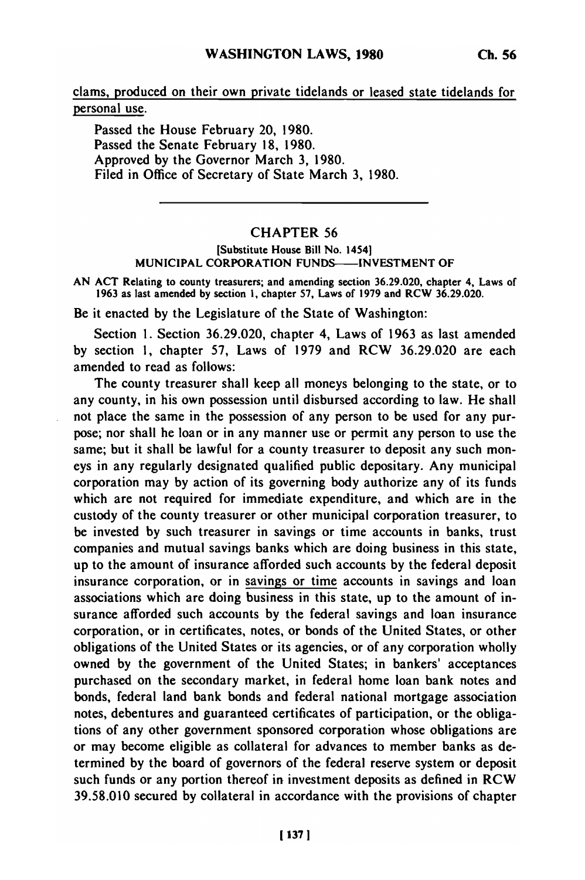clams, produced on their own private tidelands or leased state tidelands for personal use.

Passed the House February 20, 1980.
Passed the Senate February 18, 1980.
Approved by the Governor March 3, 1980.
Filed in Office of Secretary of State March 3, 1980.

---

## CHAPTER 56

[Substitute House Bill No. 1454]

MUNICIPAL CORPORATION FUNDS——INVESTMENT OF

AN ACT Relating to county treasurers; and amending section 36.29.020, chapter 4, Laws of 1963 as last amended by section 1, chapter 57, Laws of 1979 and RCW 36.29.020.

Be it enacted by the Legislature of the State of Washington:

Section 1. Section 36.29.020, chapter 4, Laws of 1963 as last amended by section 1, chapter 57, Laws of 1979 and RCW 36.29.020 are each amended to read as follows:

The county treasurer shall keep all moneys belonging to the state, or to any county, in his own possession until disbursed according to law. He shall not place the same in the possession of any person to be used for any purpose; nor shall he loan or in any manner use or permit any person to use the same; but it shall be lawful for a county treasurer to deposit any such moneys in any regularly designated qualified public depositary. Any municipal corporation may by action of its governing body authorize any of its funds which are not required for immediate expenditure, and which are in the custody of the county treasurer or other municipal corporation treasurer, to be invested by such treasurer in savings or time accounts in banks, trust companies and mutual savings banks which are doing business in this state, up to the amount of insurance afforded such accounts by the federal deposit insurance corporation, or in savings or time accounts in savings and loan associations which are doing business in this state, up to the amount of insurance afforded such accounts by the federal savings and loan insurance corporation, or in certificates, notes, or bonds of the United States, or other obligations of the United States or its agencies, or of any corporation wholly owned by the government of the United States; in bankers' acceptances purchased on the secondary market, in federal home loan bank notes and bonds, federal land bank bonds and federal national mortgage association notes, debentures and guaranteed certificates of participation, or the obligations of any other government sponsored corporation whose obligations are or may become eligible as collateral for advances to member banks as determined by the board of governors of the federal reserve system or deposit such funds or any portion thereof in investment deposits as defined in RCW 39.58.010 secured by collateral in accordance with the provisions of chapter